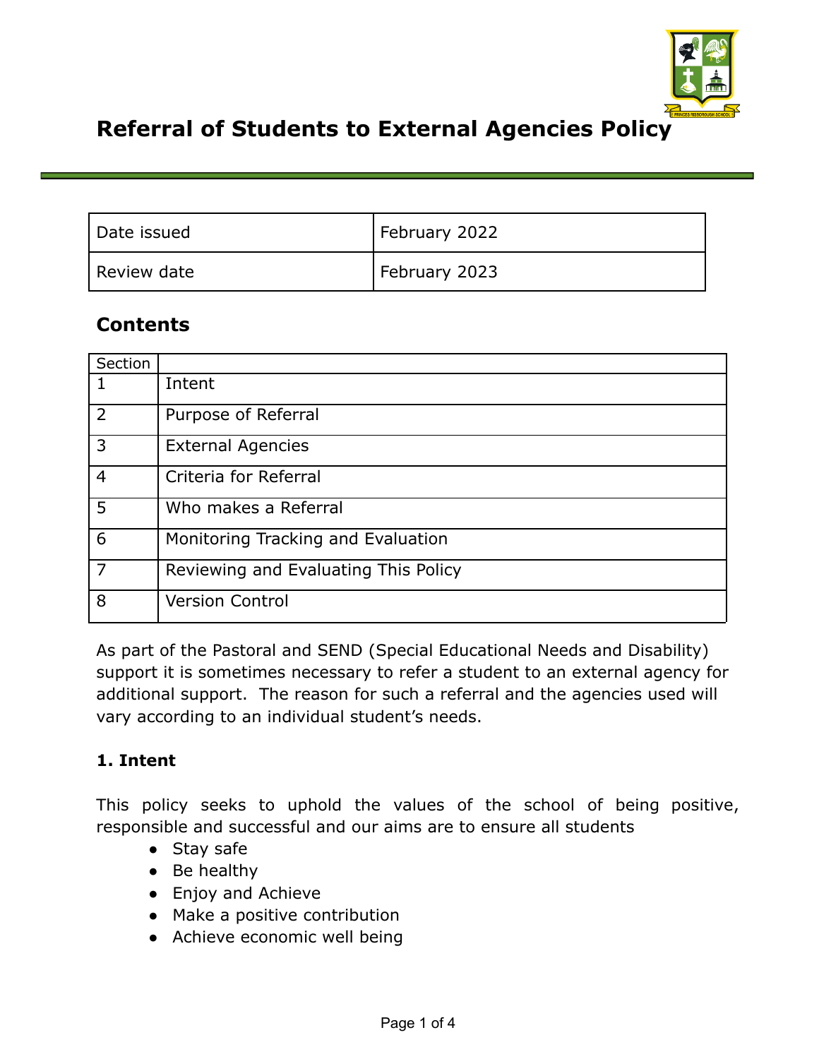# Referral of Students to External Agencies Policy

| Date issued | February 2022 |
| --- | --- |
| Review date | February 2023 |

## Contents

| Section | |
| --- | --- |
| 1 | Intent |
| 2 | Purpose of Referral |
| 3 | External Agencies |
| 4 | Criteria for Referral |
| 5 | Who makes a Referral |
| 6 | Monitoring Tracking and Evaluation |
| 7 | Reviewing and Evaluating This Policy |
| 8 | Version Control |

As part of the Pastoral and SEND (Special Educational Needs and Disability) support it is sometimes necessary to refer a student to an external agency for additional support. The reason for such a referral and the agencies used will vary according to an individual student's needs.

### 1. Intent

This policy seeks to uphold the values of the school of being positive, responsible and successful and our aims are to ensure all students

- Stay safe
- Be healthy
- Enjoy and Achieve
- Make a positive contribution
- Achieve economic well being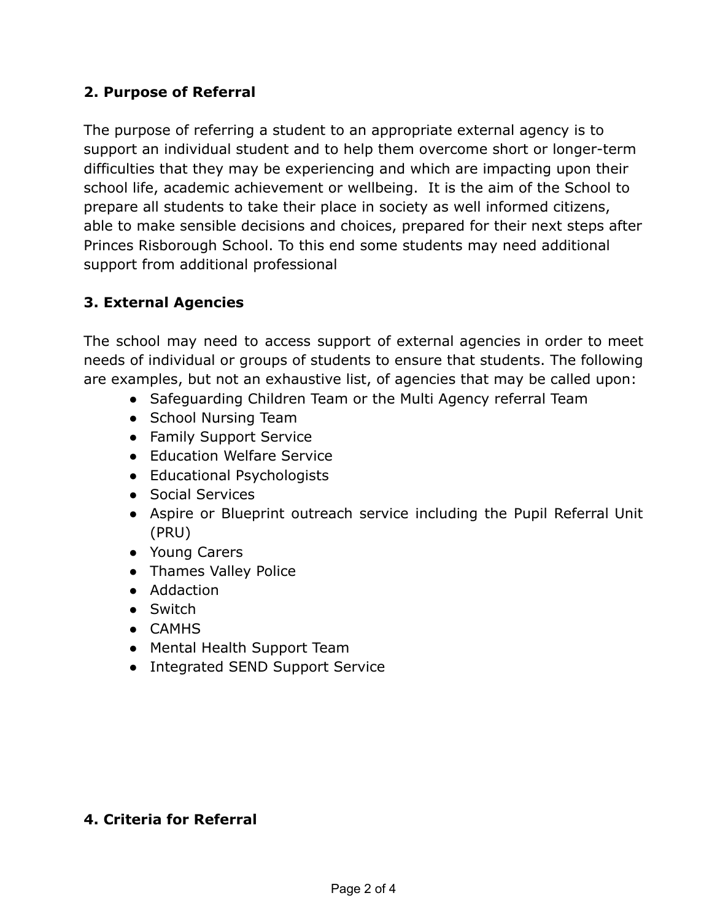## 2. Purpose of Referral

The purpose of referring a student to an appropriate external agency is to support an individual student and to help them overcome short or longer-term difficulties that they may be experiencing and which are impacting upon their school life, academic achievement or wellbeing. It is the aim of the School to prepare all students to take their place in society as well informed citizens, able to make sensible decisions and choices, prepared for their next steps after Princes Risborough School. To this end some students may need additional support from additional professional

## 3. External Agencies

The school may need to access support of external agencies in order to meet needs of individual or groups of students to ensure that students. The following are examples, but not an exhaustive list, of agencies that may be called upon:

- Safeguarding Children Team or the Multi Agency referral Team
- School Nursing Team
- Family Support Service
- Education Welfare Service
- Educational Psychologists
- Social Services
- Aspire or Blueprint outreach service including the Pupil Referral Unit (PRU)
- Young Carers
- Thames Valley Police
- Addaction
- Switch
- CAMHS
- Mental Health Support Team
- Integrated SEND Support Service

## 4. Criteria for Referral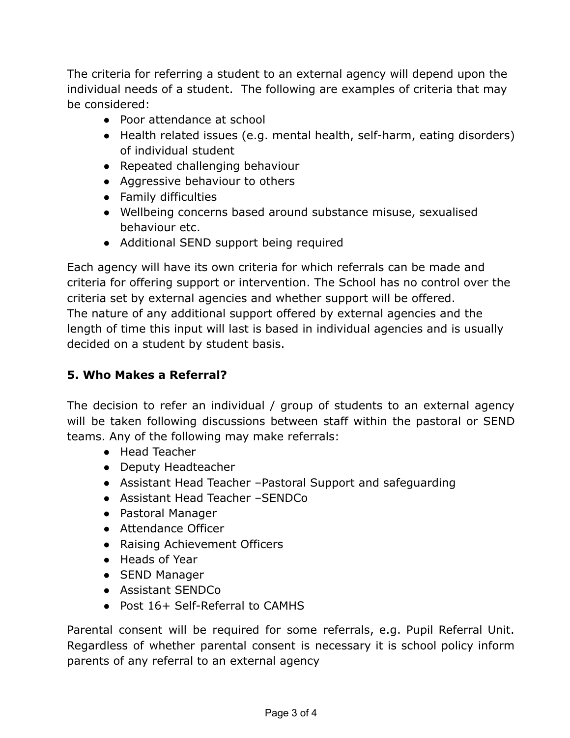The criteria for referring a student to an external agency will depend upon the individual needs of a student. The following are examples of criteria that may be considered:

- Poor attendance at school
- Health related issues (e.g. mental health, self-harm, eating disorders) of individual student
- Repeated challenging behaviour
- Aggressive behaviour to others
- Family difficulties
- Wellbeing concerns based around substance misuse, sexualised behaviour etc.
- Additional SEND support being required

Each agency will have its own criteria for which referrals can be made and criteria for offering support or intervention. The School has no control over the criteria set by external agencies and whether support will be offered.
The nature of any additional support offered by external agencies and the length of time this input will last is based in individual agencies and is usually decided on a student by student basis.

## 5. Who Makes a Referral?

The decision to refer an individual / group of students to an external agency will be taken following discussions between staff within the pastoral or SEND teams. Any of the following may make referrals:

- Head Teacher
- Deputy Headteacher
- Assistant Head Teacher –Pastoral Support and safeguarding
- Assistant Head Teacher –SENDCo
- Pastoral Manager
- Attendance Officer
- Raising Achievement Officers
- Heads of Year
- SEND Manager
- Assistant SENDCo
- Post 16+ Self-Referral to CAMHS

Parental consent will be required for some referrals, e.g. Pupil Referral Unit. Regardless of whether parental consent is necessary it is school policy inform parents of any referral to an external agency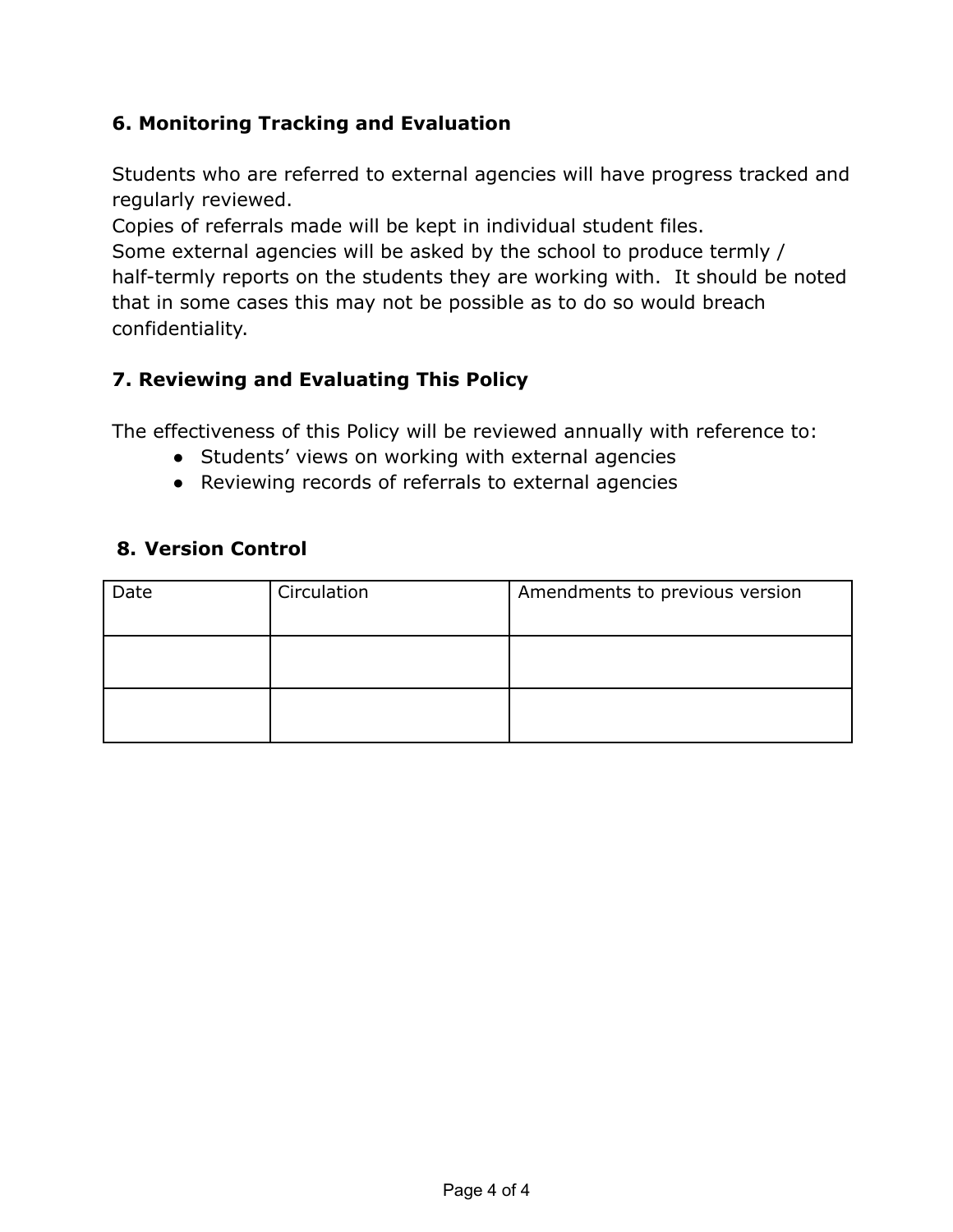## 6. Monitoring Tracking and Evaluation

Students who are referred to external agencies will have progress tracked and regularly reviewed.
Copies of referrals made will be kept in individual student files.
Some external agencies will be asked by the school to produce termly / half-termly reports on the students they are working with. It should be noted that in some cases this may not be possible as to do so would breach confidentiality.

## 7. Reviewing and Evaluating This Policy

The effectiveness of this Policy will be reviewed annually with reference to:

- Students' views on working with external agencies
- Reviewing records of referrals to external agencies

## 8. Version Control

| Date | Circulation | Amendments to previous version |
|---|---|---|
| | | |
| | | |